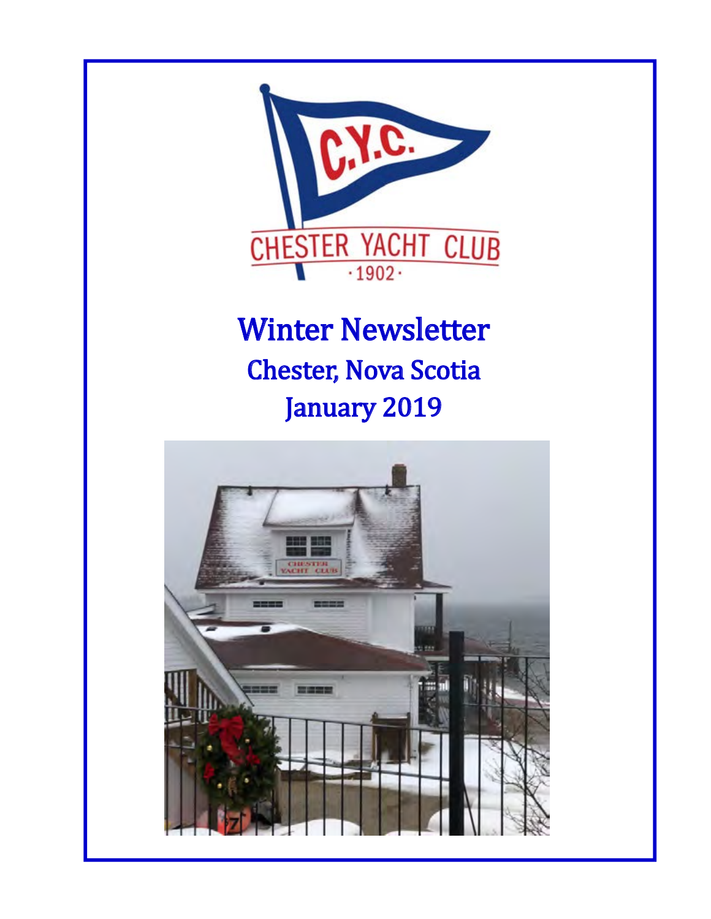# Winter Newsletter

## Chester, Nova Scotia

## January 2019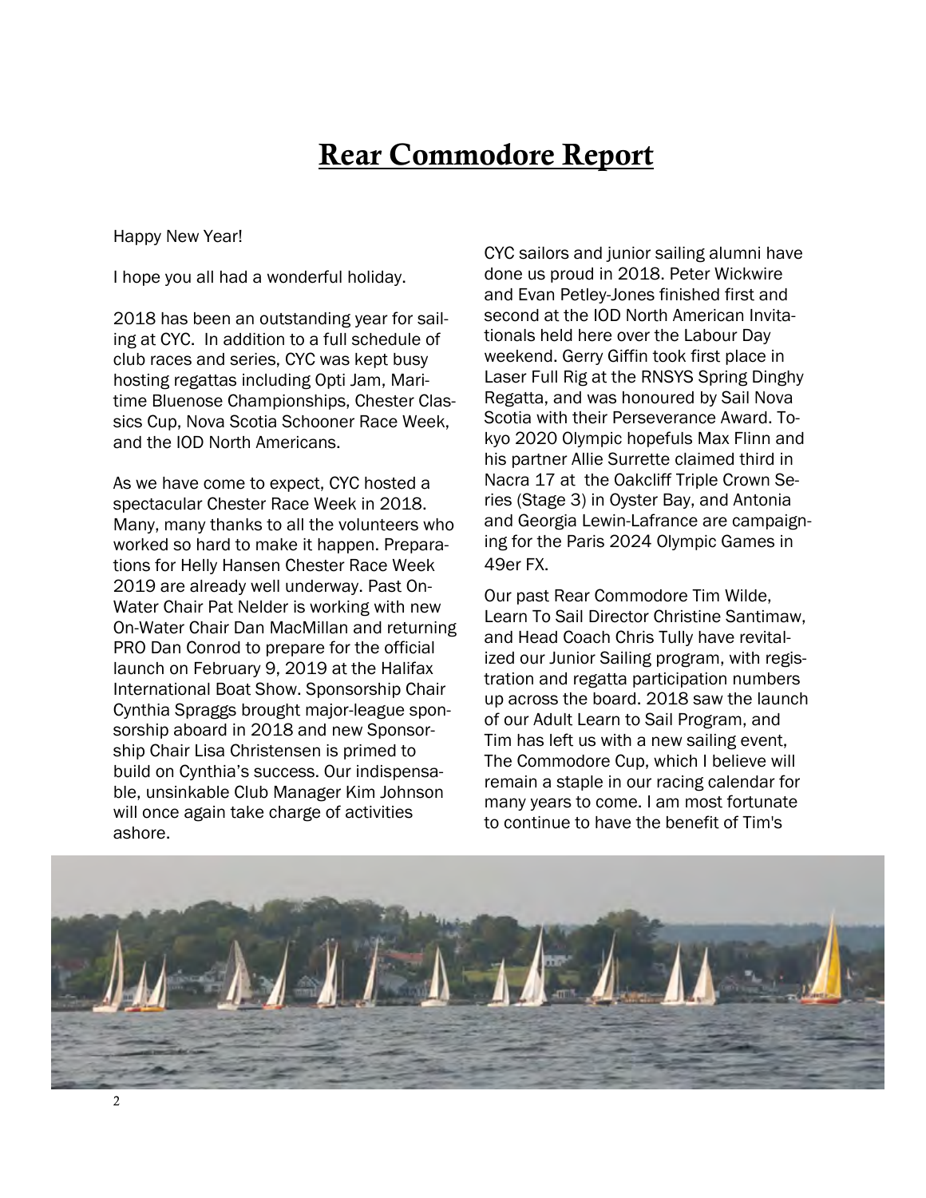# Rear Commodore Report

Happy New Year!

I hope you all had a wonderful holiday.

2018 has been an outstanding year for sailing at CYC. In addition to a full schedule of club races and series, CYC was kept busy hosting regattas including Opti Jam, Maritime Bluenose Championships, Chester Classics Cup, Nova Scotia Schooner Race Week, and the IOD North Americans.

As we have come to expect, CYC hosted a spectacular Chester Race Week in 2018. Many, many thanks to all the volunteers who worked so hard to make it happen. Preparations for Helly Hansen Chester Race Week 2019 are already well underway. Past On-Water Chair Pat Nelder is working with new On-Water Chair Dan MacMillan and returning PRO Dan Conrod to prepare for the official launch on February 9, 2019 at the Halifax International Boat Show. Sponsorship Chair Cynthia Spraggs brought major-league sponsorship aboard in 2018 and new Sponsorship Chair Lisa Christensen is primed to build on Cynthia's success. Our indispensable, unsinkable Club Manager Kim Johnson will once again take charge of activities ashore.

CYC sailors and junior sailing alumni have done us proud in 2018. Peter Wickwire and Evan Petley-Jones finished first and second at the IOD North American Invitationals held here over the Labour Day weekend. Gerry Giffin took first place in Laser Full Rig at the RNSYS Spring Dinghy Regatta, and was honoured by Sail Nova Scotia with their Perseverance Award. Tokyo 2020 Olympic hopefuls Max Flinn and his partner Allie Surrette claimed third in Nacra 17 at the Oakcliff Triple Crown Series (Stage 3) in Oyster Bay, and Antonia and Georgia Lewin-Lafrance are campaigning for the Paris 2024 Olympic Games in 49er FX.

Our past Rear Commodore Tim Wilde, Learn To Sail Director Christine Santimaw, and Head Coach Chris Tully have revitalized our Junior Sailing program, with registration and regatta participation numbers up across the board. 2018 saw the launch of our Adult Learn to Sail Program, and Tim has left us with a new sailing event, The Commodore Cup, which I believe will remain a staple in our racing calendar for many years to come. I am most fortunate to continue to have the benefit of Tim's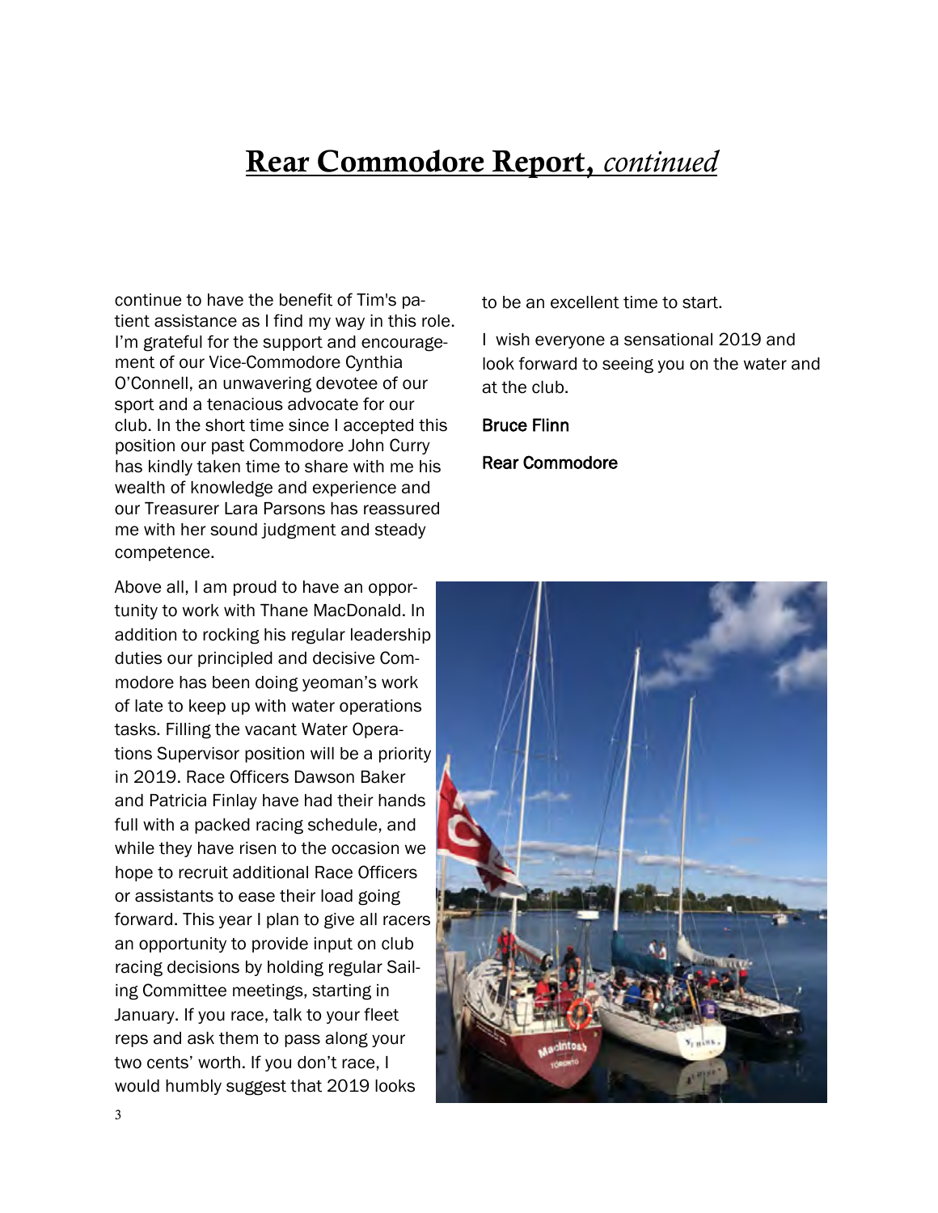# **Rear Commodore Report,** *continued*

continue to have the benefit of Tim's patient assistance as I find my way in this role. I'm grateful for the support and encouragement of our Vice-Commodore Cynthia O'Connell, an unwavering devotee of our sport and a tenacious advocate for our club. In the short time since I accepted this position our past Commodore John Curry has kindly taken time to share with me his wealth of knowledge and experience and our Treasurer Lara Parsons has reassured me with her sound judgment and steady competence.

Above all, I am proud to have an opportunity to work with Thane MacDonald. In addition to rocking his regular leadership duties our principled and decisive Commodore has been doing yeoman's work of late to keep up with water operations tasks. Filling the vacant Water Operations Supervisor position will be a priority in 2019. Race Officers Dawson Baker and Patricia Finlay have had their hands full with a packed racing schedule, and while they have risen to the occasion we hope to recruit additional Race Officers or assistants to ease their load going forward. This year I plan to give all racers an opportunity to provide input on club racing decisions by holding regular Sailing Committee meetings, starting in January. If you race, talk to your fleet reps and ask them to pass along your two cents' worth. If you don't race, I would humbly suggest that 2019 looks to be an excellent time to start.

I wish everyone a sensational 2019 and look forward to seeing you on the water and at the club.

Bruce Flinn

Rear Commodore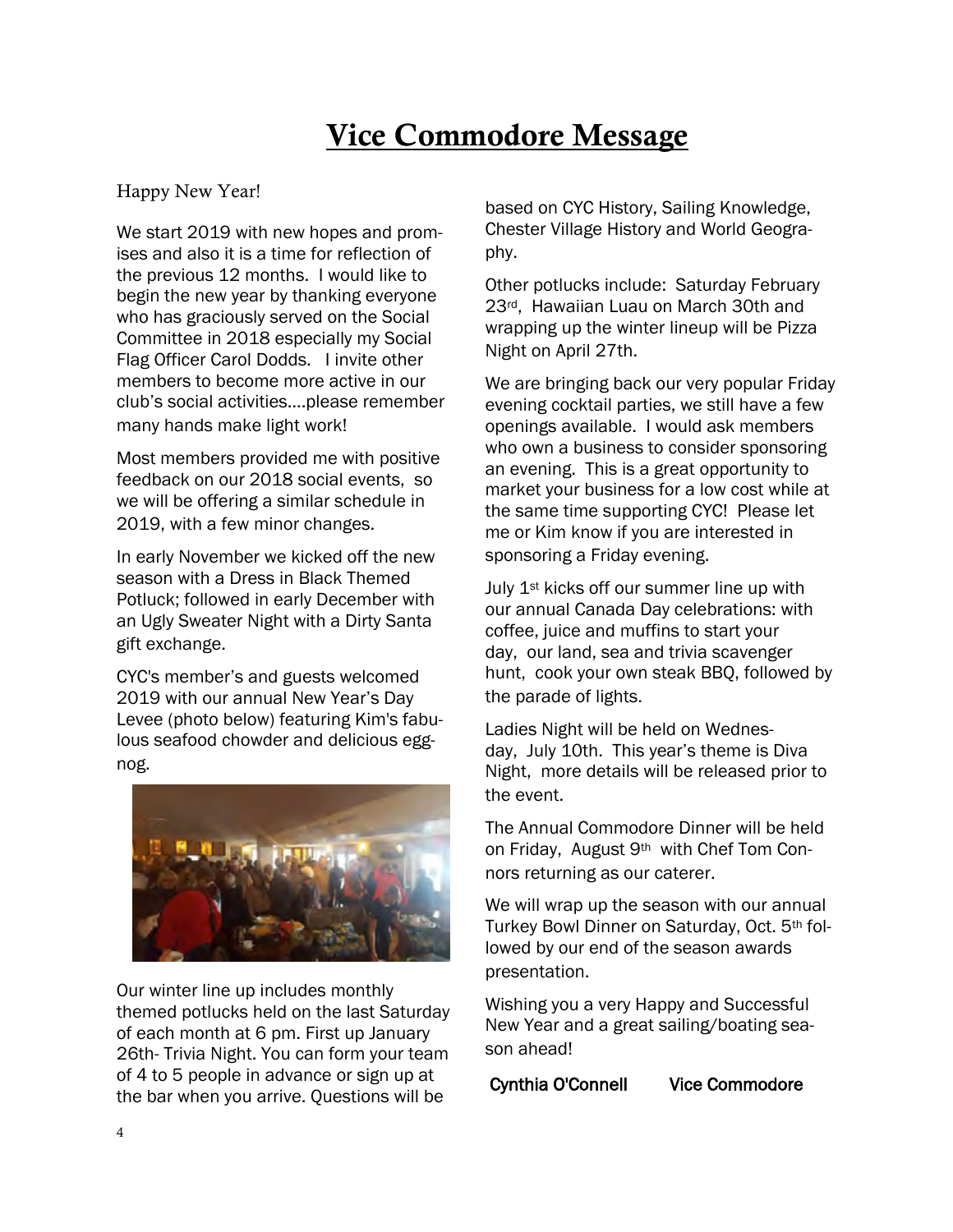# Vice Commodore Message

Happy New Year!

We start 2019 with new hopes and promises and also it is a time for reflection of the previous 12 months. I would like to begin the new year by thanking everyone who has graciously served on the Social Committee in 2018 especially my Social Flag Officer Carol Dodds. I invite other members to become more active in our club's social activities....please remember many hands make light work!

Most members provided me with positive feedback on our 2018 social events, so we will be offering a similar schedule in 2019, with a few minor changes.

In early November we kicked off the new season with a Dress in Black Themed Potluck; followed in early December with an Ugly Sweater Night with a Dirty Santa gift exchange.

CYC's member's and guests welcomed 2019 with our annual New Year's Day Levee (photo below) featuring Kim's fabulous seafood chowder and delicious eggnog.

Our winter line up includes monthly themed potlucks held on the last Saturday of each month at 6 pm. First up January 26th- Trivia Night. You can form your team of 4 to 5 people in advance or sign up at the bar when you arrive. Questions will be based on CYC History, Sailing Knowledge, Chester Village History and World Geography.

Other potlucks include: Saturday February 23rd, Hawaiian Luau on March 30th and wrapping up the winter lineup will be Pizza Night on April 27th.

We are bringing back our very popular Friday evening cocktail parties, we still have a few openings available. I would ask members who own a business to consider sponsoring an evening. This is a great opportunity to market your business for a low cost while at the same time supporting CYC! Please let me or Kim know if you are interested in sponsoring a Friday evening.

July 1st kicks off our summer line up with our annual Canada Day celebrations: with coffee, juice and muffins to start your day, our land, sea and trivia scavenger hunt, cook your own steak BBQ, followed by the parade of lights.

Ladies Night will be held on Wednesday, July 10th. This year's theme is Diva Night, more details will be released prior to the event.

The Annual Commodore Dinner will be held on Friday, August 9th with Chef Tom Connors returning as our caterer.

We will wrap up the season with our annual Turkey Bowl Dinner on Saturday, Oct. 5th followed by our end of the season awards presentation.

Wishing you a very Happy and Successful New Year and a great sailing/boating season ahead!

**Cynthia O'Connell Vice Commodore**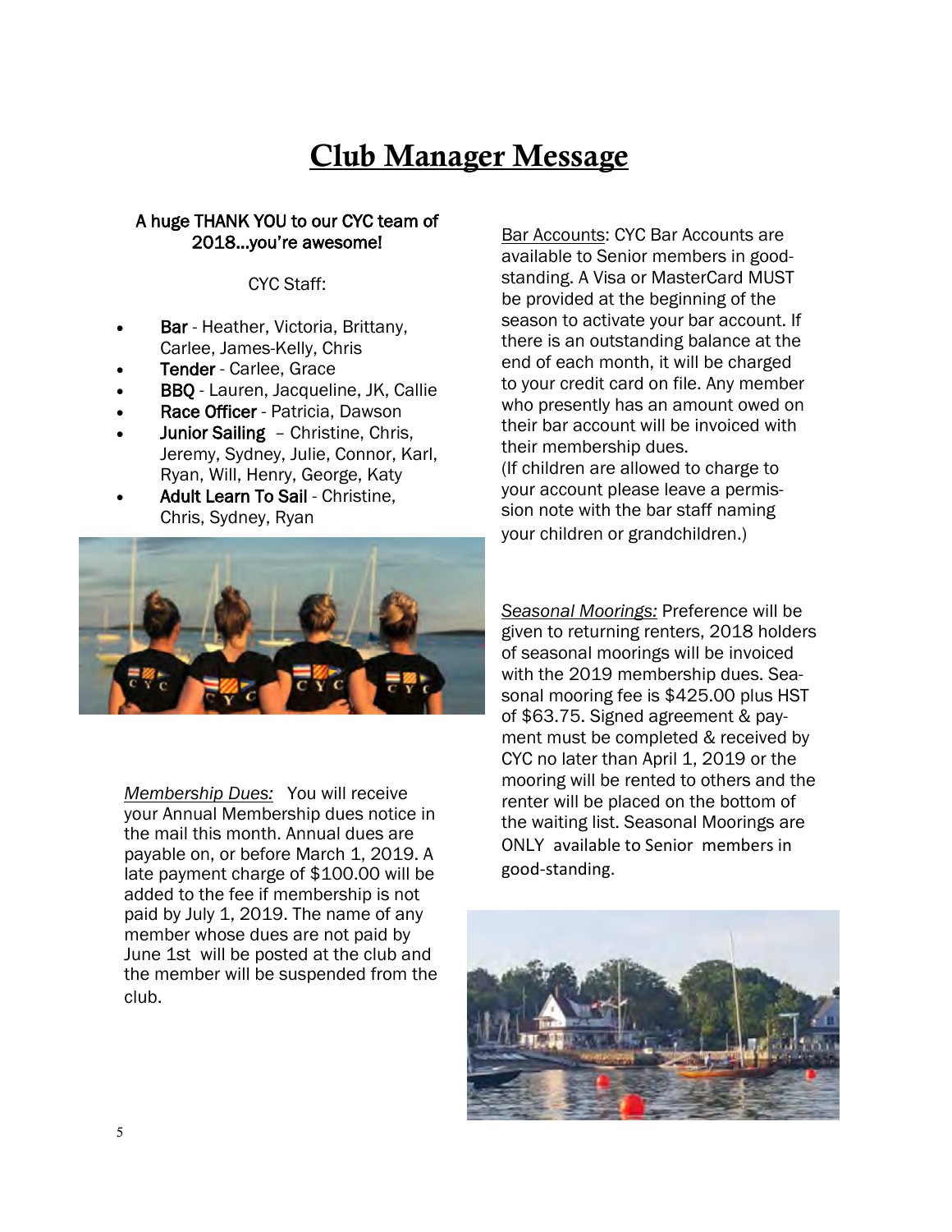# Club Manager Message

**A huge THANK YOU to our CYC team of 2018...you're awesome!**

CYC Staff:

- **Bar** - Heather, Victoria, Brittany, Carlee, James-Kelly, Chris
- **Tender** - Carlee, Grace
- **BBQ** - Lauren, Jacqueline, JK, Callie
- **Race Officer** - Patricia, Dawson
- **Junior Sailing** – Christine, Chris, Jeremy, Sydney, Julie, Connor, Karl, Ryan, Will, Henry, George, Katy
- **Adult Learn To Sail** - Christine, Chris, Sydney, Ryan

*Membership Dues:* You will receive your Annual Membership dues notice in the mail this month. Annual dues are payable on, or before March 1, 2019. A late payment charge of $100.00 will be added to the fee if membership is not paid by July 1, 2019. The name of any member whose dues are not paid by June 1st will be posted at the club and the member will be suspended from the club.

Bar Accounts: CYC Bar Accounts are available to Senior members in good-standing. A Visa or MasterCard MUST be provided at the beginning of the season to activate your bar account. If there is an outstanding balance at the end of each month, it will be charged to your credit card on file. Any member who presently has an amount owed on their bar account will be invoiced with their membership dues.
(If children are allowed to charge to your account please leave a permission note with the bar staff naming your children or grandchildren.)

*Seasonal Moorings:* Preference will be given to returning renters, 2018 holders of seasonal moorings will be invoiced with the 2019 membership dues. Seasonal mooring fee is $425.00 plus HST of $63.75. Signed agreement & payment must be completed & received by CYC no later than April 1, 2019 or the mooring will be rented to others and the renter will be placed on the bottom of the waiting list. Seasonal Moorings are ONLY available to Senior members in good-standing.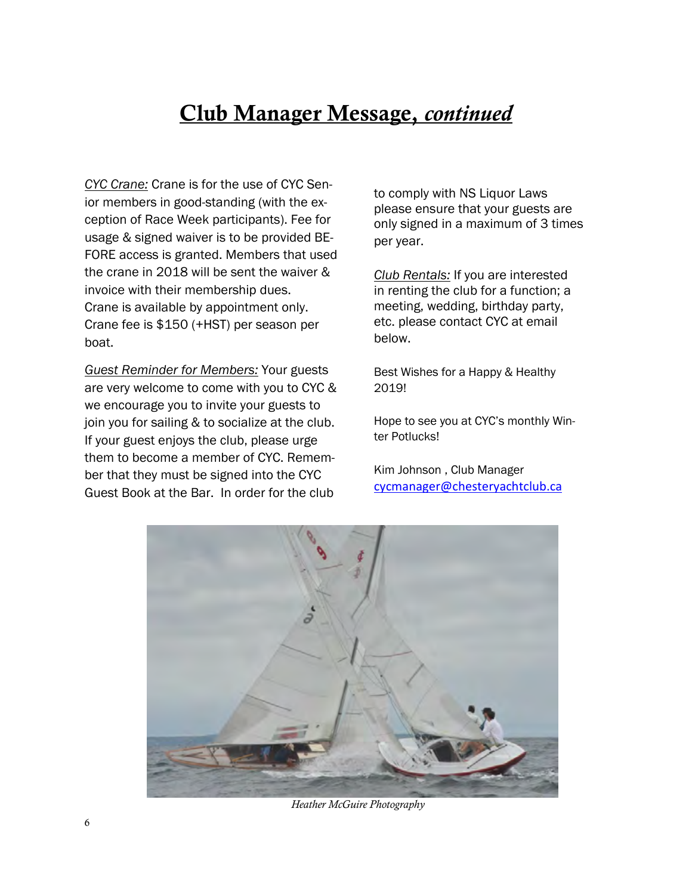# Club Manager Message, *continued*

*CYC Crane:* Crane is for the use of CYC Senior members in good-standing (with the exception of Race Week participants). Fee for usage & signed waiver is to be provided BEFORE access is granted. Members that used the crane in 2018 will be sent the waiver & invoice with their membership dues. Crane is available by appointment only. Crane fee is $150 (+HST) per season per boat.

*Guest Reminder for Members:* Your guests are very welcome to come with you to CYC & we encourage you to invite your guests to join you for sailing & to socialize at the club. If your guest enjoys the club, please urge them to become a member of CYC. Remember that they must be signed into the CYC Guest Book at the Bar. In order for the club to comply with NS Liquor Laws please ensure that your guests are only signed in a maximum of 3 times per year.

*Club Rentals:* If you are interested in renting the club for a function; a meeting, wedding, birthday party, etc. please contact CYC at email below.

Best Wishes for a Happy & Healthy 2019!

Hope to see you at CYC's monthly Winter Potlucks!

Kim Johnson , Club Manager
cycmanager@chesteryachtclub.ca

*Heather McGuire Photography*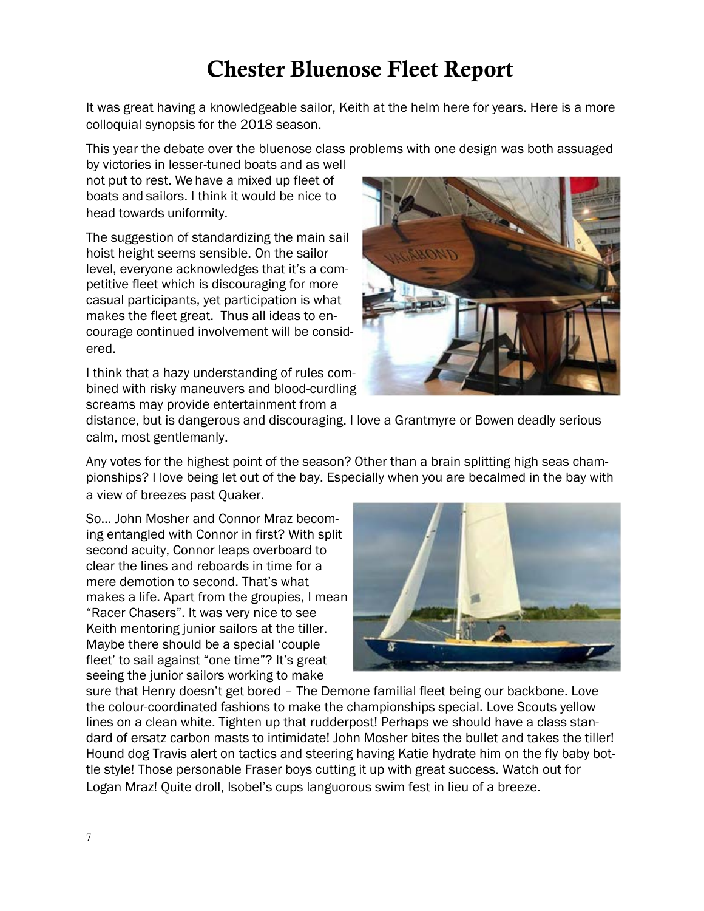# Chester Bluenose Fleet Report

It was great having a knowledgeable sailor, Keith at the helm here for years. Here is a more colloquial synopsis for the 2018 season.

This year the debate over the bluenose class problems with one design was both assuaged by victories in lesser-tuned boats and as well not put to rest. We have a mixed up fleet of boats and sailors. I think it would be nice to head towards uniformity.

The suggestion of standardizing the main sail hoist height seems sensible. On the sailor level, everyone acknowledges that it's a competitive fleet which is discouraging for more casual participants, yet participation is what makes the fleet great. Thus all ideas to encourage continued involvement will be considered.

I think that a hazy understanding of rules combined with risky maneuvers and blood-curdling screams may provide entertainment from a distance, but is dangerous and discouraging. I love a Grantmyre or Bowen deadly serious calm, most gentlemanly.

Any votes for the highest point of the season? Other than a brain splitting high seas championships? I love being let out of the bay. Especially when you are becalmed in the bay with a view of breezes past Quaker.

So… John Mosher and Connor Mraz becoming entangled with Connor in first? With split second acuity, Connor leaps overboard to clear the lines and reboards in time for a mere demotion to second. That's what makes a life. Apart from the groupies, I mean "Racer Chasers". It was very nice to see Keith mentoring junior sailors at the tiller. Maybe there should be a special 'couple fleet' to sail against "one time"? It's great seeing the junior sailors working to make sure that Henry doesn't get bored – The Demone familial fleet being our backbone. Love the colour-coordinated fashions to make the championships special. Love Scouts yellow lines on a clean white. Tighten up that rudderpost! Perhaps we should have a class standard of ersatz carbon masts to intimidate! John Mosher bites the bullet and takes the tiller! Hound dog Travis alert on tactics and steering having Katie hydrate him on the fly baby bottle style! Those personable Fraser boys cutting it up with great success. Watch out for Logan Mraz! Quite droll, Isobel's cups languorous swim fest in lieu of a breeze.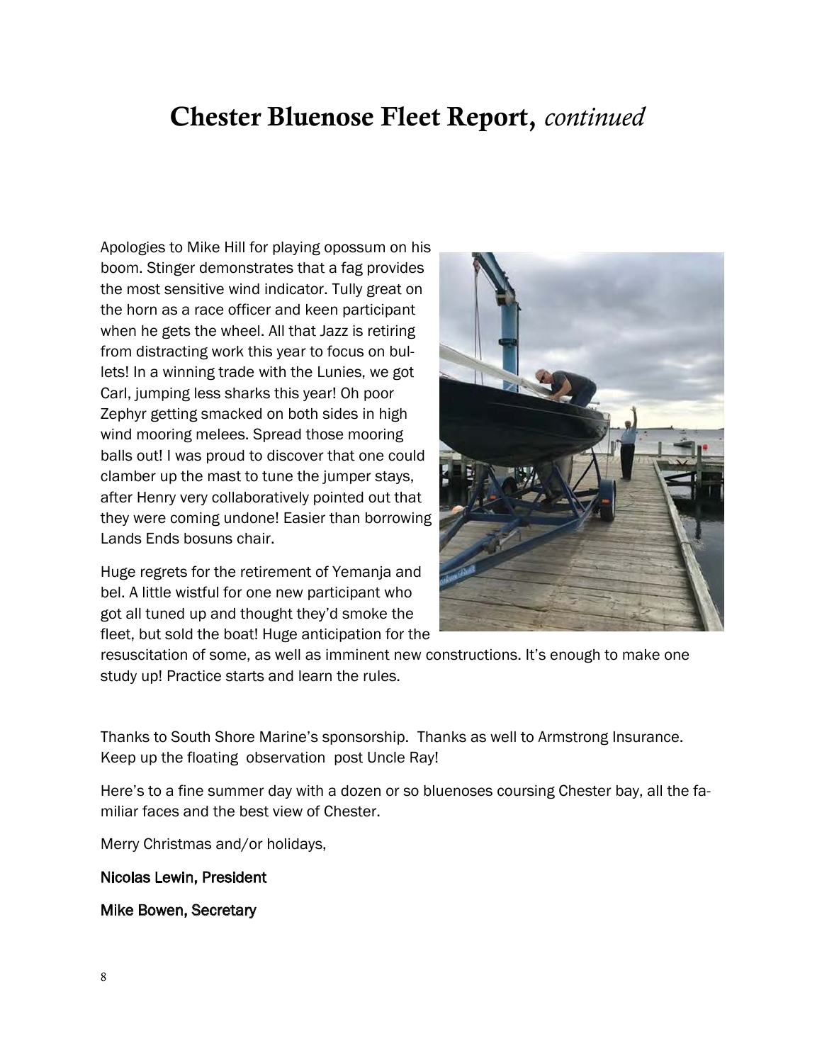# Chester Bluenose Fleet Report, *continued*

Apologies to Mike Hill for playing opossum on his boom. Stinger demonstrates that a fag provides the most sensitive wind indicator. Tully great on the horn as a race officer and keen participant when he gets the wheel. All that Jazz is retiring from distracting work this year to focus on bullets! In a winning trade with the Lunies, we got Carl, jumping less sharks this year! Oh poor Zephyr getting smacked on both sides in high wind mooring melees. Spread those mooring balls out! I was proud to discover that one could clamber up the mast to tune the jumper stays, after Henry very collaboratively pointed out that they were coming undone! Easier than borrowing Lands Ends bosuns chair.

Huge regrets for the retirement of Yemanja and bel. A little wistful for one new participant who got all tuned up and thought they'd smoke the fleet, but sold the boat! Huge anticipation for the resuscitation of some, as well as imminent new constructions. It's enough to make one study up! Practice starts and learn the rules.

Thanks to South Shore Marine's sponsorship. Thanks as well to Armstrong Insurance. Keep up the floating observation post Uncle Ray!

Here's to a fine summer day with a dozen or so bluenoses coursing Chester bay, all the familiar faces and the best view of Chester.

Merry Christmas and/or holidays,

Nicolas Lewin, President

Mike Bowen, Secretary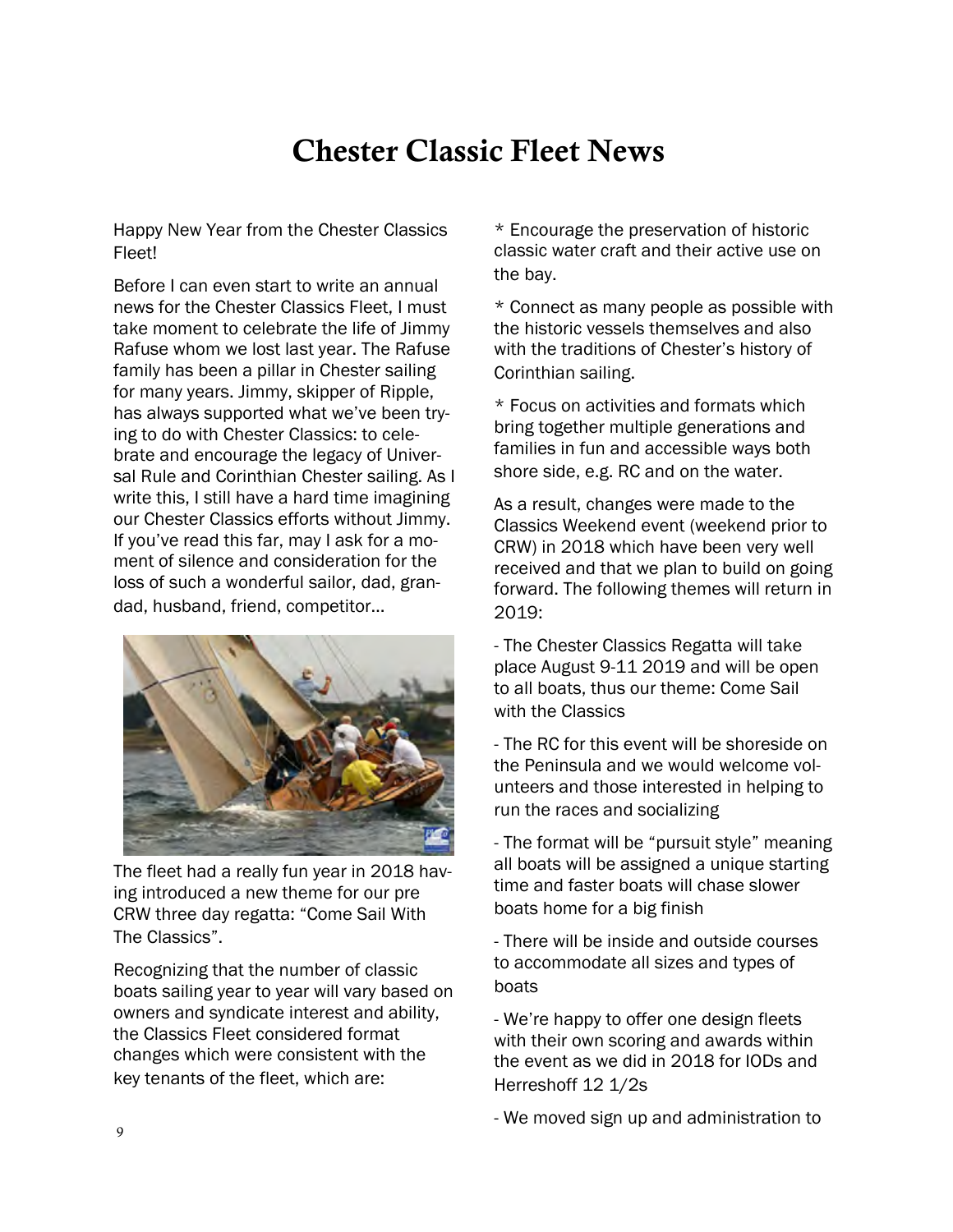# Chester Classic Fleet News

Happy New Year from the Chester Classics Fleet!

Before I can even start to write an annual news for the Chester Classics Fleet, I must take moment to celebrate the life of Jimmy Rafuse whom we lost last year. The Rafuse family has been a pillar in Chester sailing for many years. Jimmy, skipper of Ripple, has always supported what we've been trying to do with Chester Classics: to celebrate and encourage the legacy of Universal Rule and Corinthian Chester sailing. As I write this, I still have a hard time imagining our Chester Classics efforts without Jimmy. If you've read this far, may I ask for a moment of silence and consideration for the loss of such a wonderful sailor, dad, grandad, husband, friend, competitor…

The fleet had a really fun year in 2018 having introduced a new theme for our pre CRW three day regatta: "Come Sail With The Classics".

Recognizing that the number of classic boats sailing year to year will vary based on owners and syndicate interest and ability, the Classics Fleet considered format changes which were consistent with the key tenants of the fleet, which are:

* Encourage the preservation of historic classic water craft and their active use on the bay.

* Connect as many people as possible with the historic vessels themselves and also with the traditions of Chester's history of Corinthian sailing.

* Focus on activities and formats which bring together multiple generations and families in fun and accessible ways both shore side, e.g. RC and on the water.

As a result, changes were made to the Classics Weekend event (weekend prior to CRW) in 2018 which have been very well received and that we plan to build on going forward. The following themes will return in 2019:

- The Chester Classics Regatta will take place August 9-11 2019 and will be open to all boats, thus our theme: Come Sail with the Classics

- The RC for this event will be shoreside on the Peninsula and we would welcome volunteers and those interested in helping to run the races and socializing

- The format will be "pursuit style" meaning all boats will be assigned a unique starting time and faster boats will chase slower boats home for a big finish

- There will be inside and outside courses to accommodate all sizes and types of boats

- We're happy to offer one design fleets with their own scoring and awards within the event as we did in 2018 for IODs and Herreshoff 12 1/2s

- We moved sign up and administration to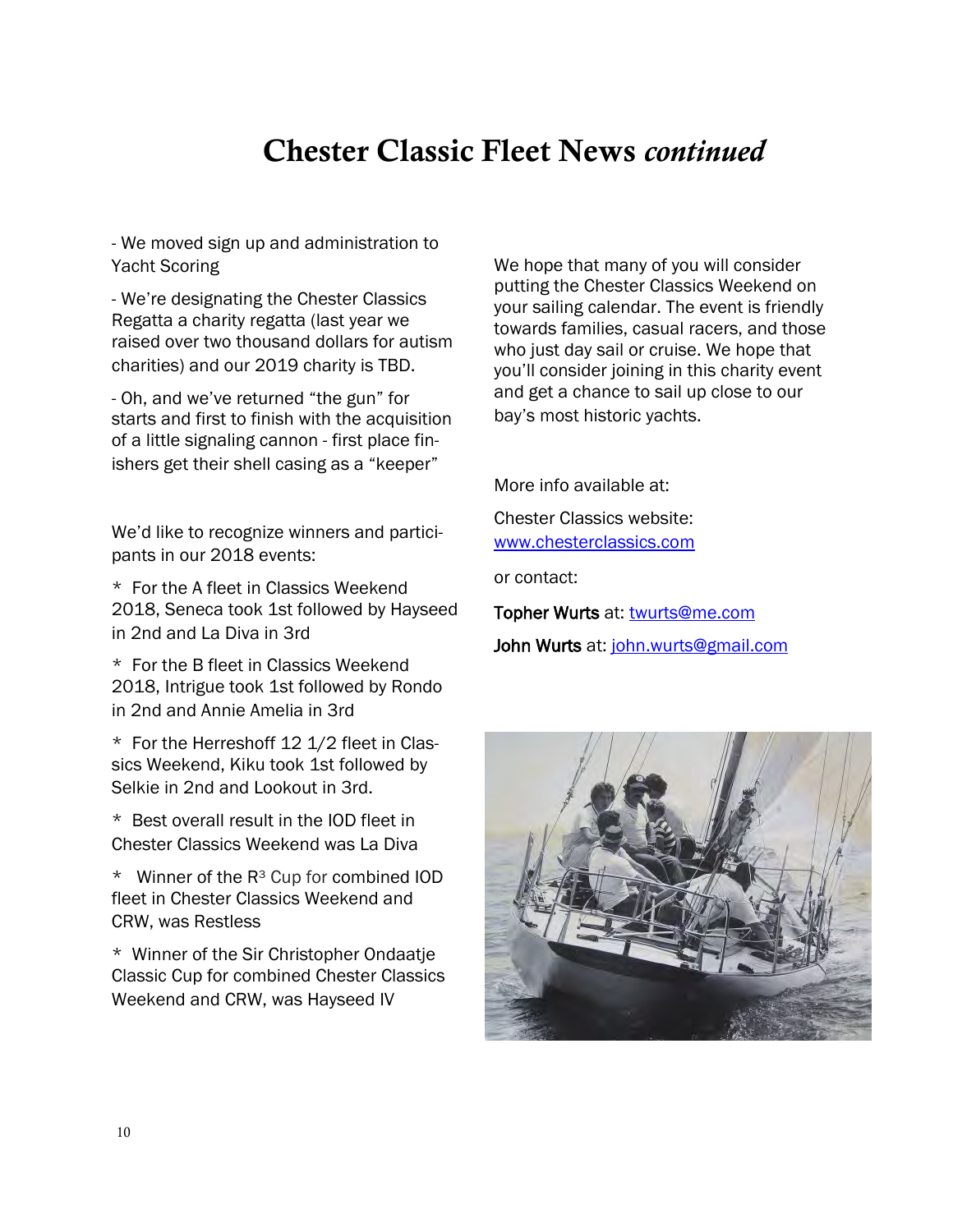# Chester Classic Fleet News *continued*

- We moved sign up and administration to Yacht Scoring

- We're designating the Chester Classics Regatta a charity regatta (last year we raised over two thousand dollars for autism charities) and our 2019 charity is TBD.

- Oh, and we've returned "the gun" for starts and first to finish with the acquisition of a little signaling cannon - first place finishers get their shell casing as a "keeper"

We'd like to recognize winners and participants in our 2018 events:

* For the A fleet in Classics Weekend 2018, Seneca took 1st followed by Hayseed in 2nd and La Diva in 3rd

* For the B fleet in Classics Weekend 2018, Intrigue took 1st followed by Rondo in 2nd and Annie Amelia in 3rd

* For the Herreshoff 12 1/2 fleet in Classics Weekend, Kiku took 1st followed by Selkie in 2nd and Lookout in 3rd.

* Best overall result in the IOD fleet in Chester Classics Weekend was La Diva

* Winner of the $R^3$ Cup for combined IOD fleet in Chester Classics Weekend and CRW, was Restless

* Winner of the Sir Christopher Ondaatje Classic Cup for combined Chester Classics Weekend and CRW, was Hayseed IV

We hope that many of you will consider putting the Chester Classics Weekend on your sailing calendar. The event is friendly towards families, casual racers, and those who just day sail or cruise. We hope that you'll consider joining in this charity event and get a chance to sail up close to our bay's most historic yachts.

More info available at:

Chester Classics website: www.chesterclassics.com

or contact:

**Topher Wurts** at: twurts@me.com

**John Wurts** at: john.wurts@gmail.com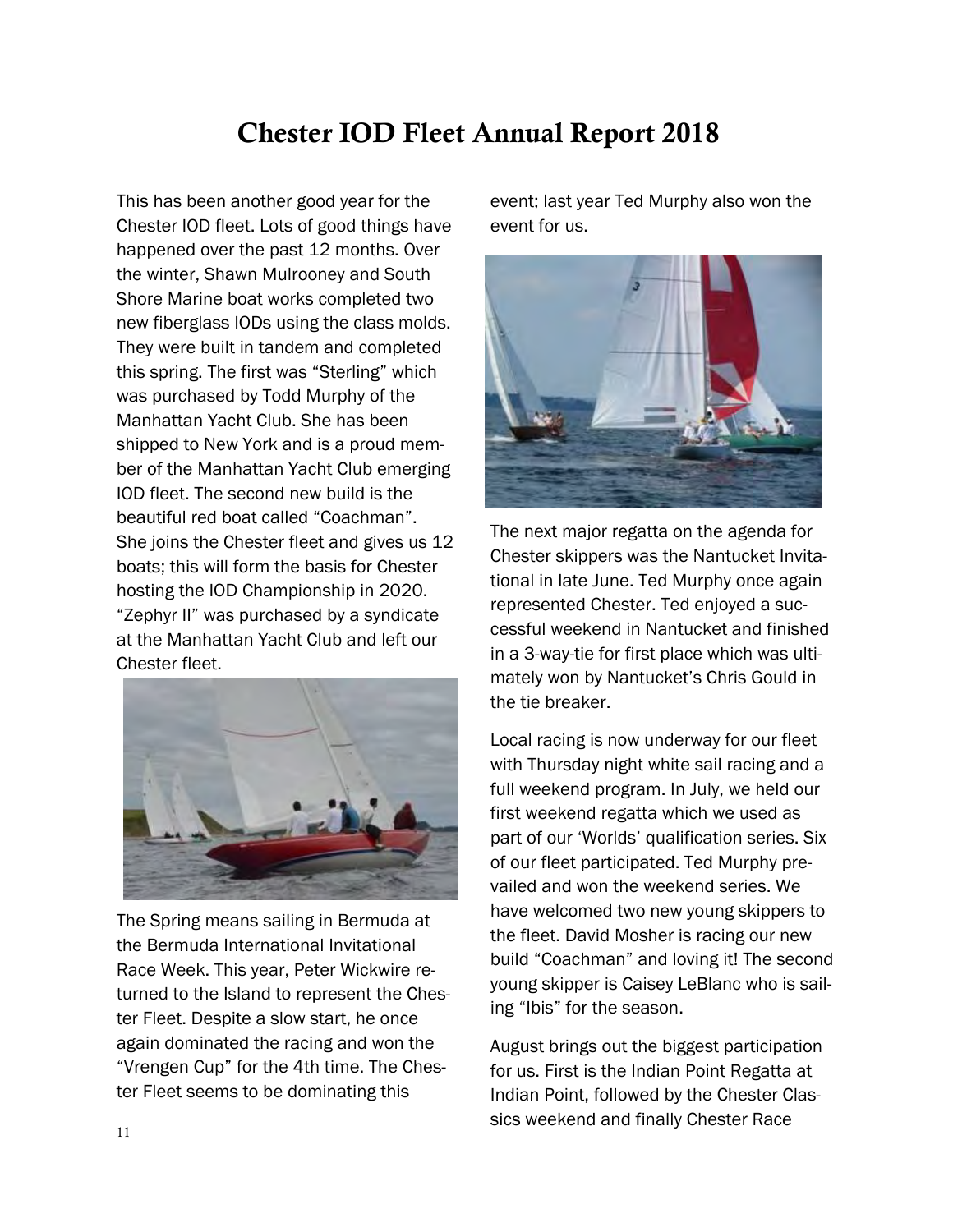# Chester IOD Fleet Annual Report 2018

This has been another good year for the Chester IOD fleet. Lots of good things have happened over the past 12 months. Over the winter, Shawn Mulrooney and South Shore Marine boat works completed two new fiberglass IODs using the class molds. They were built in tandem and completed this spring. The first was "Sterling" which was purchased by Todd Murphy of the Manhattan Yacht Club. She has been shipped to New York and is a proud member of the Manhattan Yacht Club emerging IOD fleet. The second new build is the beautiful red boat called "Coachman". She joins the Chester fleet and gives us 12 boats; this will form the basis for Chester hosting the IOD Championship in 2020. "Zephyr II" was purchased by a syndicate at the Manhattan Yacht Club and left our Chester fleet.

The Spring means sailing in Bermuda at the Bermuda International Invitational Race Week. This year, Peter Wickwire returned to the Island to represent the Chester Fleet. Despite a slow start, he once again dominated the racing and won the "Vrengen Cup" for the 4th time. The Chester Fleet seems to be dominating this event; last year Ted Murphy also won the event for us.

The next major regatta on the agenda for Chester skippers was the Nantucket Invitational in late June. Ted Murphy once again represented Chester. Ted enjoyed a successful weekend in Nantucket and finished in a 3-way-tie for first place which was ultimately won by Nantucket's Chris Gould in the tie breaker.

Local racing is now underway for our fleet with Thursday night white sail racing and a full weekend program. In July, we held our first weekend regatta which we used as part of our 'Worlds' qualification series. Six of our fleet participated. Ted Murphy prevailed and won the weekend series. We have welcomed two new young skippers to the fleet. David Mosher is racing our new build "Coachman" and loving it! The second young skipper is Caisey LeBlanc who is sailing "Ibis" for the season.

August brings out the biggest participation for us. First is the Indian Point Regatta at Indian Point, followed by the Chester Classics weekend and finally Chester Race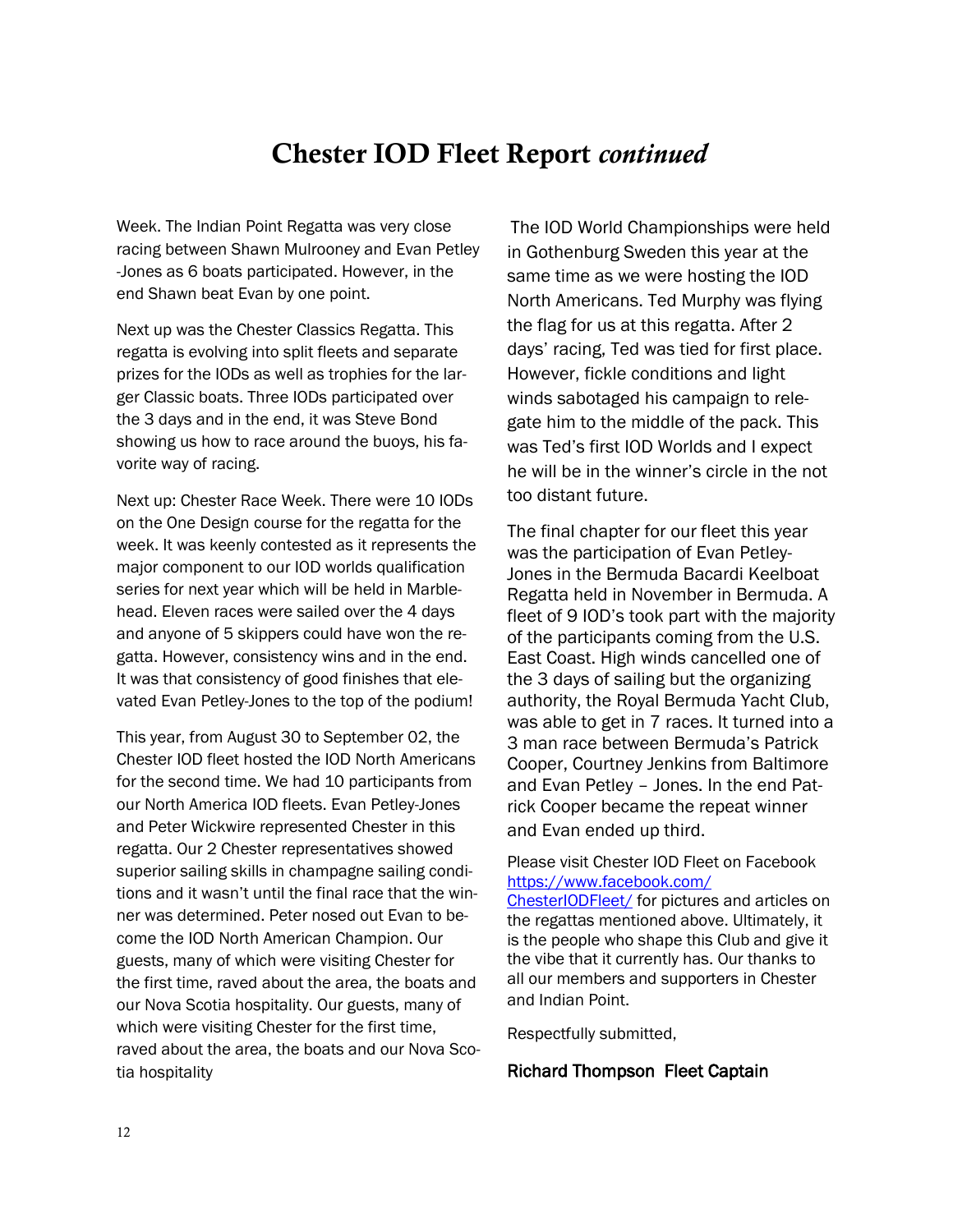# Chester IOD Fleet Report *continued*

Week. The Indian Point Regatta was very close racing between Shawn Mulrooney and Evan Petley-Jones as 6 boats participated. However, in the end Shawn beat Evan by one point.

Next up was the Chester Classics Regatta. This regatta is evolving into split fleets and separate prizes for the IODs as well as trophies for the larger Classic boats. Three IODs participated over the 3 days and in the end, it was Steve Bond showing us how to race around the buoys, his favorite way of racing.

Next up: Chester Race Week. There were 10 IODs on the One Design course for the regatta for the week. It was keenly contested as it represents the major component to our IOD worlds qualification series for next year which will be held in Marblehead. Eleven races were sailed over the 4 days and anyone of 5 skippers could have won the regatta. However, consistency wins and in the end. It was that consistency of good finishes that elevated Evan Petley-Jones to the top of the podium!

This year, from August 30 to September 02, the Chester IOD fleet hosted the IOD North Americans for the second time. We had 10 participants from our North America IOD fleets. Evan Petley-Jones and Peter Wickwire represented Chester in this regatta. Our 2 Chester representatives showed superior sailing skills in champagne sailing conditions and it wasn't until the final race that the winner was determined. Peter nosed out Evan to become the IOD North American Champion. Our guests, many of which were visiting Chester for the first time, raved about the area, the boats and our Nova Scotia hospitality. Our guests, many of which were visiting Chester for the first time, raved about the area, the boats and our Nova Scotia hospitality

The IOD World Championships were held in Gothenburg Sweden this year at the same time as we were hosting the IOD North Americans. Ted Murphy was flying the flag for us at this regatta. After 2 days' racing, Ted was tied for first place. However, fickle conditions and light winds sabotaged his campaign to relegate him to the middle of the pack. This was Ted's first IOD Worlds and I expect he will be in the winner's circle in the not too distant future.

The final chapter for our fleet this year was the participation of Evan Petley-Jones in the Bermuda Bacardi Keelboat Regatta held in November in Bermuda. A fleet of 9 IOD's took part with the majority of the participants coming from the U.S. East Coast. High winds cancelled one of the 3 days of sailing but the organizing authority, the Royal Bermuda Yacht Club, was able to get in 7 races. It turned into a 3 man race between Bermuda's Patrick Cooper, Courtney Jenkins from Baltimore and Evan Petley – Jones. In the end Patrick Cooper became the repeat winner and Evan ended up third.

Please visit Chester IOD Fleet on Facebook [https://www.facebook.com/ChesterIODFleet/](https://www.facebook.com/ChesterIODFleet/) for pictures and articles on the regattas mentioned above. Ultimately, it is the people who shape this Club and give it the vibe that it currently has. Our thanks to all our members and supporters in Chester and Indian Point.

Respectfully submitted,

Richard Thompson Fleet Captain